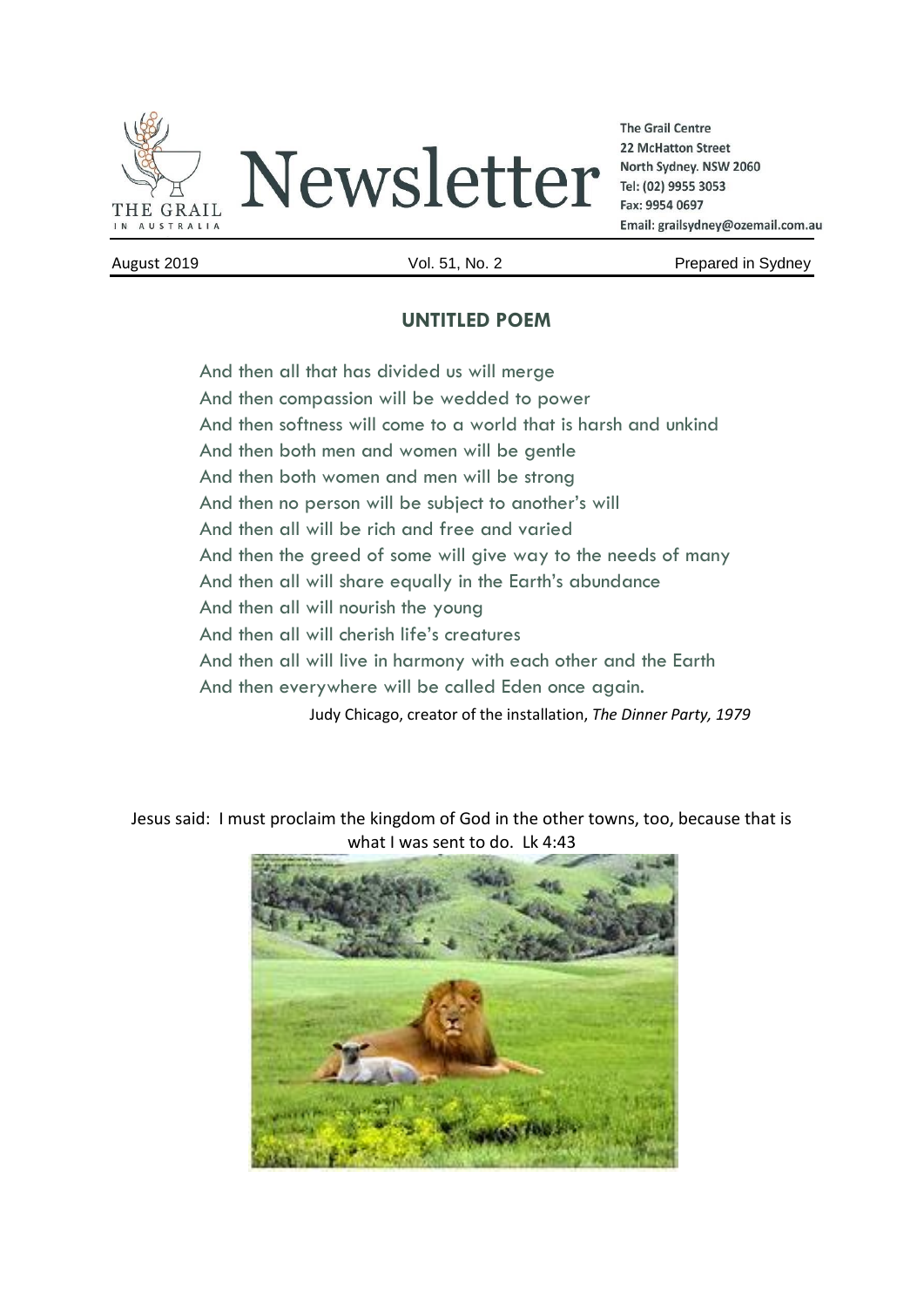# Newsletter

**The Grail Centre**
**22 McHatton Street**
**North Sydney. NSW 2060**
**Tel: (02) 9955 3053**
**Fax: 9954 0697**
**Email: grailsydney@ozemail.com.au**

August 2019 | Vol. 51, No. 2 | Prepared in Sydney

## UNTITLED POEM

And then all that has divided us will merge
And then compassion will be wedded to power
And then softness will come to a world that is harsh and unkind
And then both men and women will be gentle
And then both women and men will be strong
And then no person will be subject to another's will
And then all will be rich and free and varied
And then the greed of some will give way to the needs of many
And then all will share equally in the Earth's abundance
And then all will nourish the young
And then all will cherish life's creatures
And then all will live in harmony with each other and the Earth
And then everywhere will be called Eden once again.

Judy Chicago, creator of the installation, *The Dinner Party, 1979*

Jesus said: I must proclaim the kingdom of God in the other towns, too, because that is what I was sent to do. Lk 4:43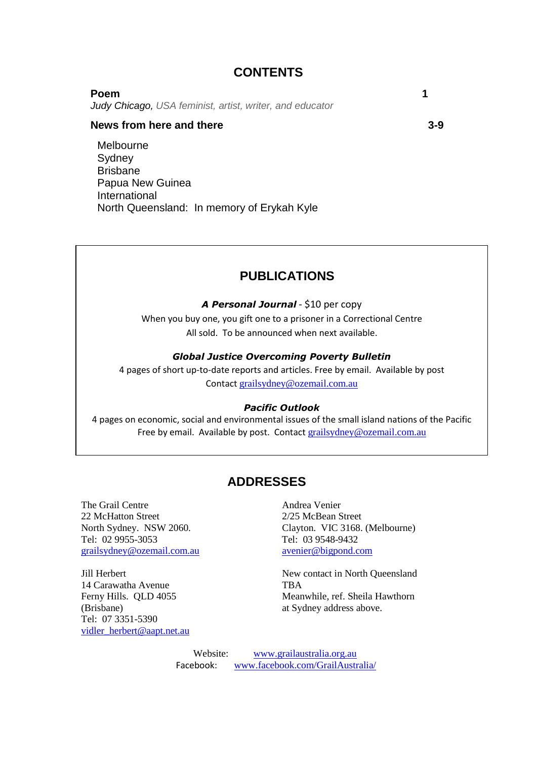# CONTENTS

**Poem** 1
*Judy Chicago, USA feminist, artist, writer, and educator*

**News from here and there** 3-9

- Melbourne
- Sydney
- Brisbane
- Papua New Guinea
- International
- North Queensland: In memory of Erykah Kyle

## PUBLICATIONS

***A Personal Journal*** - $10 per copy
When you buy one, you gift one to a prisoner in a Correctional Centre
All sold. To be announced when next available.

***Global Justice Overcoming Poverty Bulletin***
4 pages of short up-to-date reports and articles. Free by email. Available by post
Contact grailsydney@ozemail.com.au

***Pacific Outlook***
4 pages on economic, social and environmental issues of the small island nations of the Pacific
Free by email. Available by post. Contact grailsydney@ozemail.com.au

## ADDRESSES

The Grail Centre
22 McHatton Street
North Sydney. NSW 2060.
Tel: 02 9955-3053
grailsydney@ozemail.com.au

Andrea Venier
2/25 McBean Street
Clayton. VIC 3168. (Melbourne)
Tel: 03 9548-9432
avenier@bigpond.com

Jill Herbert
14 Carawatha Avenue
Ferny Hills. QLD 4055
(Brisbane)
Tel: 07 3351-5390
vidler_herbert@aapt.net.au

New contact in North Queensland
TBA
Meanwhile, ref. Sheila Hawthorn
at Sydney address above.

Website: www.grailaustralia.org.au
Facebook: www.facebook.com/GrailAustralia/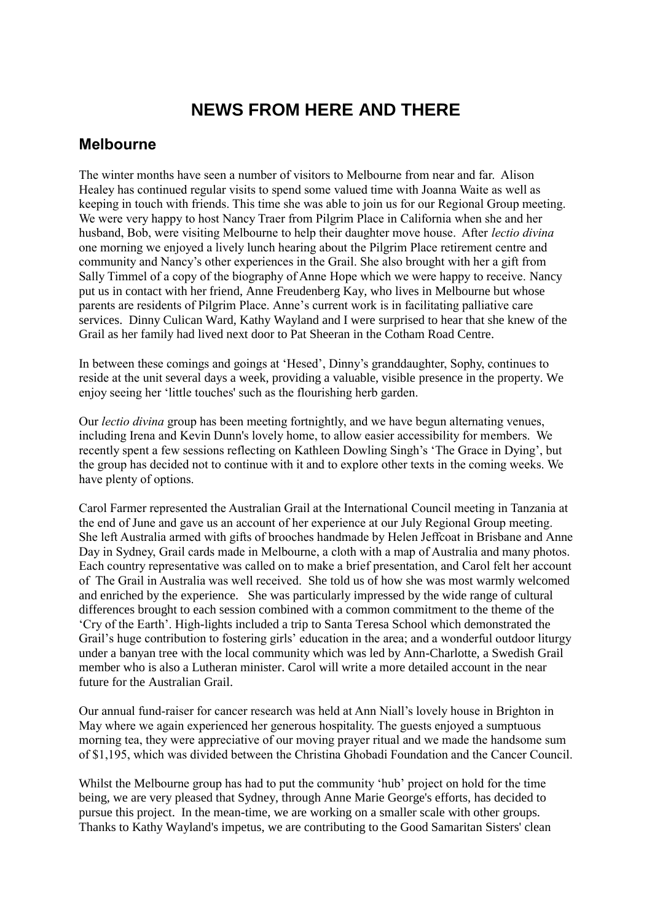# NEWS FROM HERE AND THERE

## Melbourne

The winter months have seen a number of visitors to Melbourne from near and far. Alison Healey has continued regular visits to spend some valued time with Joanna Waite as well as keeping in touch with friends. This time she was able to join us for our Regional Group meeting. We were very happy to host Nancy Traer from Pilgrim Place in California when she and her husband, Bob, were visiting Melbourne to help their daughter move house. After *lectio divina* one morning we enjoyed a lively lunch hearing about the Pilgrim Place retirement centre and community and Nancy's other experiences in the Grail. She also brought with her a gift from Sally Timmel of a copy of the biography of Anne Hope which we were happy to receive. Nancy put us in contact with her friend, Anne Freudenberg Kay, who lives in Melbourne but whose parents are residents of Pilgrim Place. Anne's current work is in facilitating palliative care services. Dinny Culican Ward, Kathy Wayland and I were surprised to hear that she knew of the Grail as her family had lived next door to Pat Sheeran in the Cotham Road Centre.

In between these comings and goings at 'Hesed', Dinny's granddaughter, Sophy, continues to reside at the unit several days a week, providing a valuable, visible presence in the property. We enjoy seeing her 'little touches' such as the flourishing herb garden.

Our *lectio divina* group has been meeting fortnightly, and we have begun alternating venues, including Irena and Kevin Dunn's lovely home, to allow easier accessibility for members. We recently spent a few sessions reflecting on Kathleen Dowling Singh's 'The Grace in Dying', but the group has decided not to continue with it and to explore other texts in the coming weeks. We have plenty of options.

Carol Farmer represented the Australian Grail at the International Council meeting in Tanzania at the end of June and gave us an account of her experience at our July Regional Group meeting. She left Australia armed with gifts of brooches handmade by Helen Jeffcoat in Brisbane and Anne Day in Sydney, Grail cards made in Melbourne, a cloth with a map of Australia and many photos. Each country representative was called on to make a brief presentation, and Carol felt her account of The Grail in Australia was well received. She told us of how she was most warmly welcomed and enriched by the experience. She was particularly impressed by the wide range of cultural differences brought to each session combined with a common commitment to the theme of the 'Cry of the Earth'. High-lights included a trip to Santa Teresa School which demonstrated the Grail's huge contribution to fostering girls' education in the area; and a wonderful outdoor liturgy under a banyan tree with the local community which was led by Ann-Charlotte, a Swedish Grail member who is also a Lutheran minister. Carol will write a more detailed account in the near future for the Australian Grail.

Our annual fund-raiser for cancer research was held at Ann Niall's lovely house in Brighton in May where we again experienced her generous hospitality. The guests enjoyed a sumptuous morning tea, they were appreciative of our moving prayer ritual and we made the handsome sum of $1,195, which was divided between the Christina Ghobadi Foundation and the Cancer Council.

Whilst the Melbourne group has had to put the community 'hub' project on hold for the time being, we are very pleased that Sydney, through Anne Marie George's efforts, has decided to pursue this project. In the mean-time, we are working on a smaller scale with other groups. Thanks to Kathy Wayland's impetus, we are contributing to the Good Samaritan Sisters' clean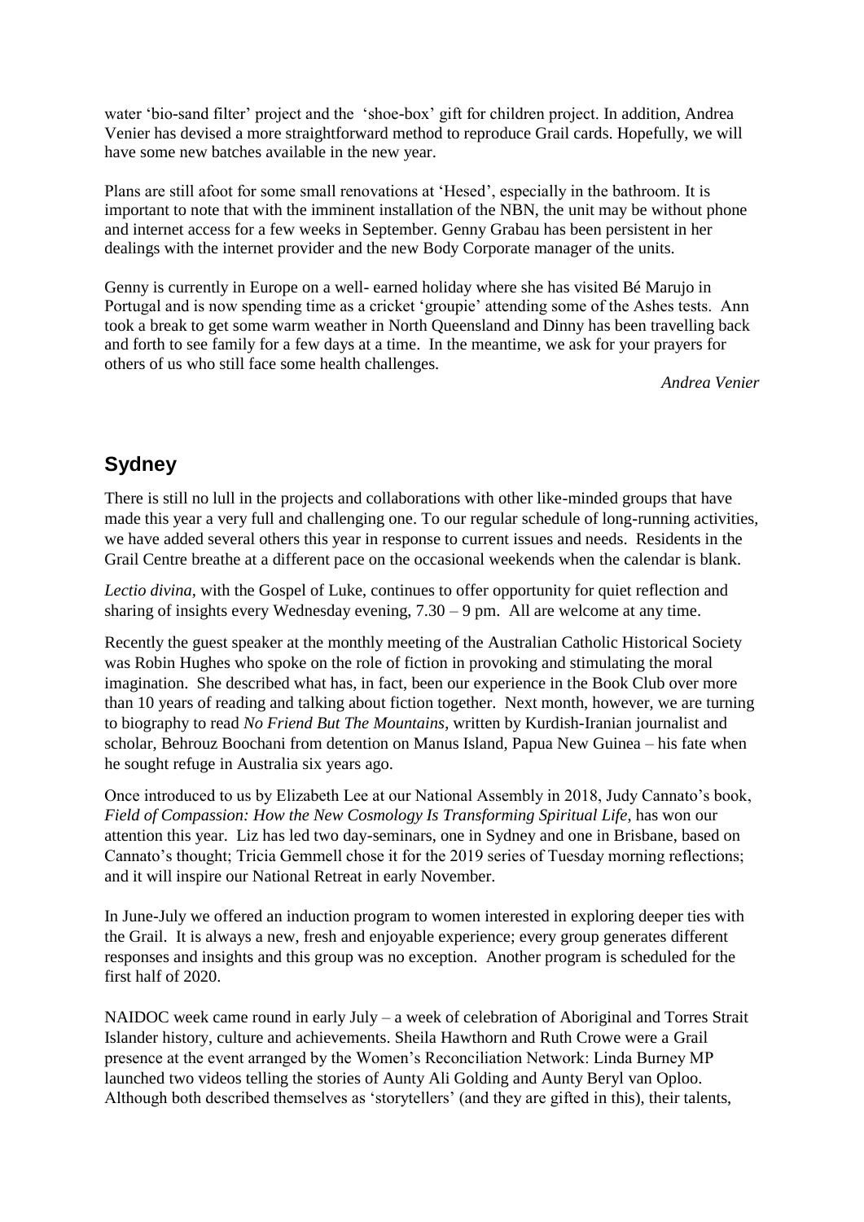water 'bio-sand filter' project and the 'shoe-box' gift for children project. In addition, Andrea Venier has devised a more straightforward method to reproduce Grail cards. Hopefully, we will have some new batches available in the new year.

Plans are still afoot for some small renovations at 'Hesed', especially in the bathroom. It is important to note that with the imminent installation of the NBN, the unit may be without phone and internet access for a few weeks in September. Genny Grabau has been persistent in her dealings with the internet provider and the new Body Corporate manager of the units.

Genny is currently in Europe on a well- earned holiday where she has visited Bé Marujo in Portugal and is now spending time as a cricket 'groupie' attending some of the Ashes tests. Ann took a break to get some warm weather in North Queensland and Dinny has been travelling back and forth to see family for a few days at a time. In the meantime, we ask for your prayers for others of us who still face some health challenges.

*Andrea Venier*

## Sydney

There is still no lull in the projects and collaborations with other like-minded groups that have made this year a very full and challenging one. To our regular schedule of long-running activities, we have added several others this year in response to current issues and needs. Residents in the Grail Centre breathe at a different pace on the occasional weekends when the calendar is blank.

*Lectio divina*, with the Gospel of Luke, continues to offer opportunity for quiet reflection and sharing of insights every Wednesday evening, 7.30 – 9 pm. All are welcome at any time.

Recently the guest speaker at the monthly meeting of the Australian Catholic Historical Society was Robin Hughes who spoke on the role of fiction in provoking and stimulating the moral imagination. She described what has, in fact, been our experience in the Book Club over more than 10 years of reading and talking about fiction together. Next month, however, we are turning to biography to read *No Friend But The Mountains*, written by Kurdish-Iranian journalist and scholar, Behrouz Boochani from detention on Manus Island, Papua New Guinea – his fate when he sought refuge in Australia six years ago.

Once introduced to us by Elizabeth Lee at our National Assembly in 2018, Judy Cannato's book, *Field of Compassion: How the New Cosmology Is Transforming Spiritual Life*, has won our attention this year. Liz has led two day-seminars, one in Sydney and one in Brisbane, based on Cannato's thought; Tricia Gemmell chose it for the 2019 series of Tuesday morning reflections; and it will inspire our National Retreat in early November.

In June-July we offered an induction program to women interested in exploring deeper ties with the Grail. It is always a new, fresh and enjoyable experience; every group generates different responses and insights and this group was no exception. Another program is scheduled for the first half of 2020.

NAIDOC week came round in early July – a week of celebration of Aboriginal and Torres Strait Islander history, culture and achievements. Sheila Hawthorn and Ruth Crowe were a Grail presence at the event arranged by the Women's Reconciliation Network: Linda Burney MP launched two videos telling the stories of Aunty Ali Golding and Aunty Beryl van Oploo. Although both described themselves as 'storytellers' (and they are gifted in this), their talents,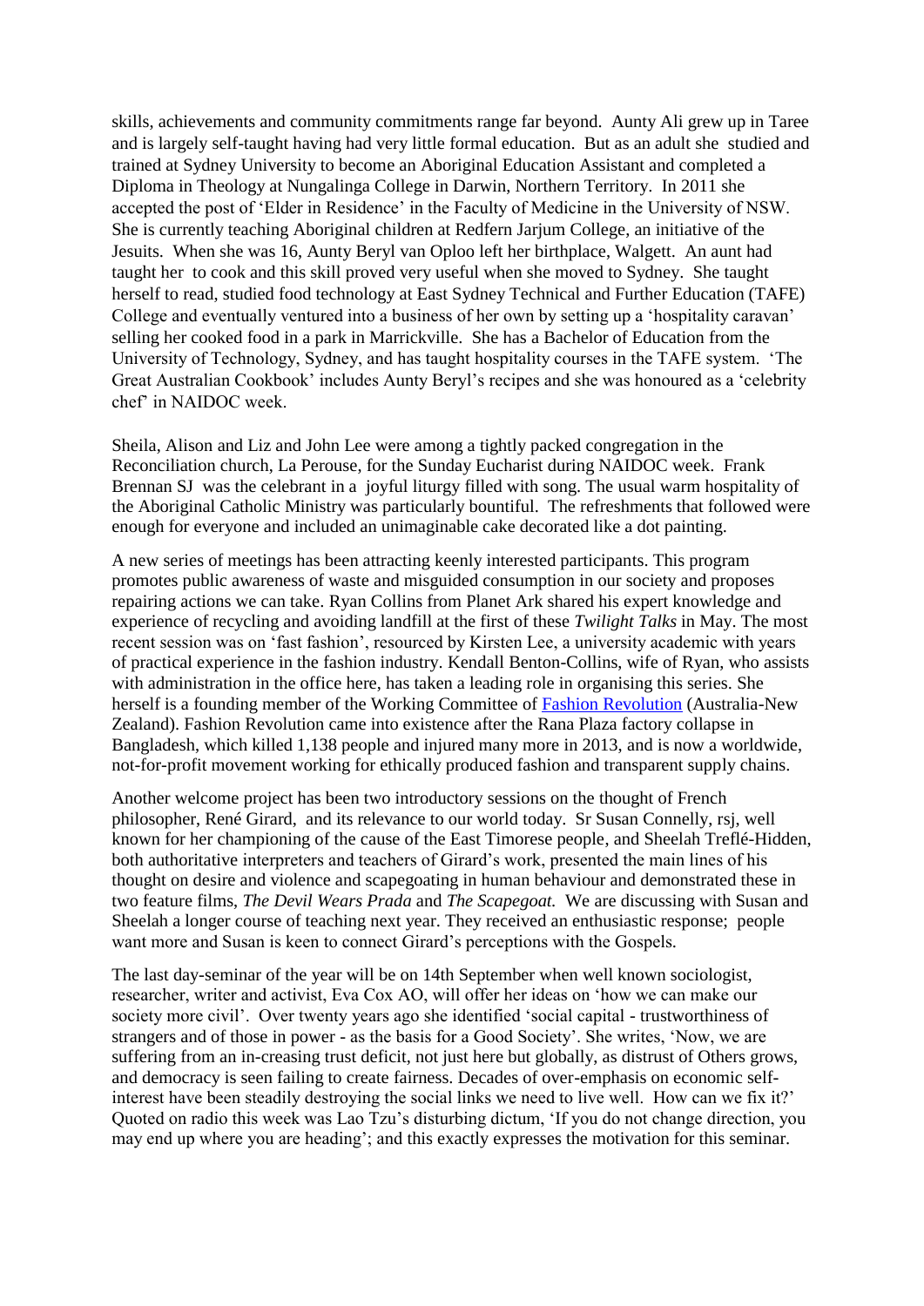skills, achievements and community commitments range far beyond. Aunty Ali grew up in Taree and is largely self-taught having had very little formal education. But as an adult she studied and trained at Sydney University to become an Aboriginal Education Assistant and completed a Diploma in Theology at Nungalinga College in Darwin, Northern Territory. In 2011 she accepted the post of 'Elder in Residence' in the Faculty of Medicine in the University of NSW. She is currently teaching Aboriginal children at Redfern Jarjum College, an initiative of the Jesuits. When she was 16, Aunty Beryl van Oploo left her birthplace, Walgett. An aunt had taught her to cook and this skill proved very useful when she moved to Sydney. She taught herself to read, studied food technology at East Sydney Technical and Further Education (TAFE) College and eventually ventured into a business of her own by setting up a 'hospitality caravan' selling her cooked food in a park in Marrickville. She has a Bachelor of Education from the University of Technology, Sydney, and has taught hospitality courses in the TAFE system. 'The Great Australian Cookbook' includes Aunty Beryl's recipes and she was honoured as a 'celebrity chef' in NAIDOC week.

Sheila, Alison and Liz and John Lee were among a tightly packed congregation in the Reconciliation church, La Perouse, for the Sunday Eucharist during NAIDOC week. Frank Brennan SJ was the celebrant in a joyful liturgy filled with song. The usual warm hospitality of the Aboriginal Catholic Ministry was particularly bountiful. The refreshments that followed were enough for everyone and included an unimaginable cake decorated like a dot painting.

A new series of meetings has been attracting keenly interested participants. This program promotes public awareness of waste and misguided consumption in our society and proposes repairing actions we can take. Ryan Collins from Planet Ark shared his expert knowledge and experience of recycling and avoiding landfill at the first of these *Twilight Talks* in May. The most recent session was on 'fast fashion', resourced by Kirsten Lee, a university academic with years of practical experience in the fashion industry. Kendall Benton-Collins, wife of Ryan, who assists with administration in the office here, has taken a leading role in organising this series. She herself is a founding member of the Working Committee of Fashion Revolution (Australia-New Zealand). Fashion Revolution came into existence after the Rana Plaza factory collapse in Bangladesh, which killed 1,138 people and injured many more in 2013, and is now a worldwide, not-for-profit movement working for ethically produced fashion and transparent supply chains.

Another welcome project has been two introductory sessions on the thought of French philosopher, René Girard, and its relevance to our world today. Sr Susan Connelly, rsj, well known for her championing of the cause of the East Timorese people, and Sheelah Treflé-Hidden, both authoritative interpreters and teachers of Girard's work, presented the main lines of his thought on desire and violence and scapegoating in human behaviour and demonstrated these in two feature films, *The Devil Wears Prada* and *The Scapegoat.* We are discussing with Susan and Sheelah a longer course of teaching next year. They received an enthusiastic response; people want more and Susan is keen to connect Girard's perceptions with the Gospels.

The last day-seminar of the year will be on 14th September when well known sociologist, researcher, writer and activist, Eva Cox AO, will offer her ideas on 'how we can make our society more civil'. Over twenty years ago she identified 'social capital - trustworthiness of strangers and of those in power - as the basis for a Good Society'. She writes, 'Now, we are suffering from an in-creasing trust deficit, not just here but globally, as distrust of Others grows, and democracy is seen failing to create fairness. Decades of over-emphasis on economic self-interest have been steadily destroying the social links we need to live well. How can we fix it?' Quoted on radio this week was Lao Tzu's disturbing dictum, 'If you do not change direction, you may end up where you are heading'; and this exactly expresses the motivation for this seminar.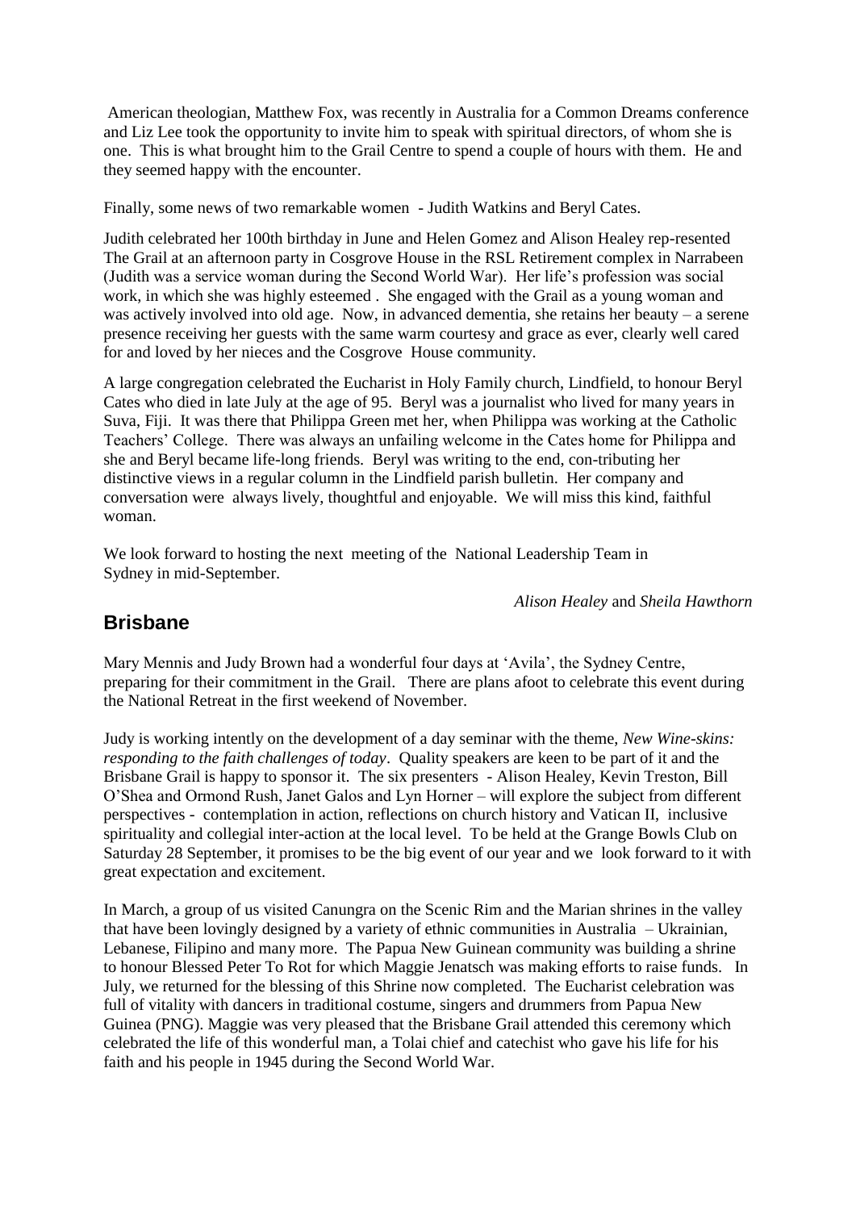American theologian, Matthew Fox, was recently in Australia for a Common Dreams conference and Liz Lee took the opportunity to invite him to speak with spiritual directors, of whom she is one. This is what brought him to the Grail Centre to spend a couple of hours with them. He and they seemed happy with the encounter.

Finally, some news of two remarkable women - Judith Watkins and Beryl Cates.

Judith celebrated her 100th birthday in June and Helen Gomez and Alison Healey rep-resented The Grail at an afternoon party in Cosgrove House in the RSL Retirement complex in Narrabeen (Judith was a service woman during the Second World War). Her life's profession was social work, in which she was highly esteemed . She engaged with the Grail as a young woman and was actively involved into old age. Now, in advanced dementia, she retains her beauty – a serene presence receiving her guests with the same warm courtesy and grace as ever, clearly well cared for and loved by her nieces and the Cosgrove House community.

A large congregation celebrated the Eucharist in Holy Family church, Lindfield, to honour Beryl Cates who died in late July at the age of 95. Beryl was a journalist who lived for many years in Suva, Fiji. It was there that Philippa Green met her, when Philippa was working at the Catholic Teachers' College. There was always an unfailing welcome in the Cates home for Philippa and she and Beryl became life-long friends. Beryl was writing to the end, con-tributing her distinctive views in a regular column in the Lindfield parish bulletin. Her company and conversation were always lively, thoughtful and enjoyable. We will miss this kind, faithful woman.

We look forward to hosting the next meeting of the National Leadership Team in Sydney in mid-September.

*Alison Healey* and *Sheila Hawthorn*

## Brisbane

Mary Mennis and Judy Brown had a wonderful four days at 'Avila', the Sydney Centre, preparing for their commitment in the Grail. There are plans afoot to celebrate this event during the National Retreat in the first weekend of November.

Judy is working intently on the development of a day seminar with the theme, *New Wine-skins: responding to the faith challenges of today*. Quality speakers are keen to be part of it and the Brisbane Grail is happy to sponsor it. The six presenters - Alison Healey, Kevin Treston, Bill O'Shea and Ormond Rush, Janet Galos and Lyn Horner – will explore the subject from different perspectives - contemplation in action, reflections on church history and Vatican II, inclusive spirituality and collegial inter-action at the local level. To be held at the Grange Bowls Club on Saturday 28 September, it promises to be the big event of our year and we look forward to it with great expectation and excitement.

In March, a group of us visited Canungra on the Scenic Rim and the Marian shrines in the valley that have been lovingly designed by a variety of ethnic communities in Australia – Ukrainian, Lebanese, Filipino and many more. The Papua New Guinean community was building a shrine to honour Blessed Peter To Rot for which Maggie Jenatsch was making efforts to raise funds. In July, we returned for the blessing of this Shrine now completed. The Eucharist celebration was full of vitality with dancers in traditional costume, singers and drummers from Papua New Guinea (PNG). Maggie was very pleased that the Brisbane Grail attended this ceremony which celebrated the life of this wonderful man, a Tolai chief and catechist who gave his life for his faith and his people in 1945 during the Second World War.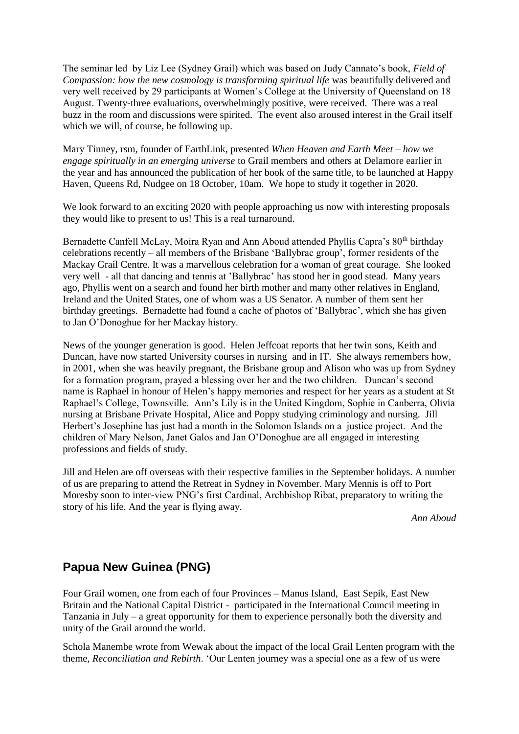The seminar led by Liz Lee (Sydney Grail) which was based on Judy Cannato's book, *Field of Compassion: how the new cosmology is transforming spiritual life* was beautifully delivered and very well received by 29 participants at Women's College at the University of Queensland on 18 August. Twenty-three evaluations, overwhelmingly positive, were received. There was a real buzz in the room and discussions were spirited. The event also aroused interest in the Grail itself which we will, of course, be following up.

Mary Tinney, rsm, founder of EarthLink, presented *When Heaven and Earth Meet – how we engage spiritually in an emerging universe* to Grail members and others at Delamore earlier in the year and has announced the publication of her book of the same title, to be launched at Happy Haven, Queens Rd, Nudgee on 18 October, 10am. We hope to study it together in 2020.

We look forward to an exciting 2020 with people approaching us now with interesting proposals they would like to present to us! This is a real turnaround.

Bernadette Canfell McLay, Moira Ryan and Ann Aboud attended Phyllis Capra's 80th birthday celebrations recently – all members of the Brisbane 'Ballybrac group', former residents of the Mackay Grail Centre. It was a marvellous celebration for a woman of great courage. She looked very well - all that dancing and tennis at 'Ballybrac' has stood her in good stead. Many years ago, Phyllis went on a search and found her birth mother and many other relatives in England, Ireland and the United States, one of whom was a US Senator. A number of them sent her birthday greetings. Bernadette had found a cache of photos of 'Ballybrac', which she has given to Jan O'Donoghue for her Mackay history.

News of the younger generation is good. Helen Jeffcoat reports that her twin sons, Keith and Duncan, have now started University courses in nursing and in IT. She always remembers how, in 2001, when she was heavily pregnant, the Brisbane group and Alison who was up from Sydney for a formation program, prayed a blessing over her and the two children. Duncan's second name is Raphael in honour of Helen's happy memories and respect for her years as a student at St Raphael's College, Townsville. Ann's Lily is in the United Kingdom, Sophie in Canberra, Olivia nursing at Brisbane Private Hospital, Alice and Poppy studying criminology and nursing. Jill Herbert's Josephine has just had a month in the Solomon Islands on a justice project. And the children of Mary Nelson, Janet Galos and Jan O'Donoghue are all engaged in interesting professions and fields of study.

Jill and Helen are off overseas with their respective families in the September holidays. A number of us are preparing to attend the Retreat in Sydney in November. Mary Mennis is off to Port Moresby soon to inter-view PNG's first Cardinal, Archbishop Ribat, preparatory to writing the story of his life. And the year is flying away.

*Ann Aboud*

## Papua New Guinea (PNG)

Four Grail women, one from each of four Provinces – Manus Island, East Sepik, East New Britain and the National Capital District - participated in the International Council meeting in Tanzania in July – a great opportunity for them to experience personally both the diversity and unity of the Grail around the world.

Schola Manembe wrote from Wewak about the impact of the local Grail Lenten program with the theme, *Reconciliation and Rebirth*. 'Our Lenten journey was a special one as a few of us were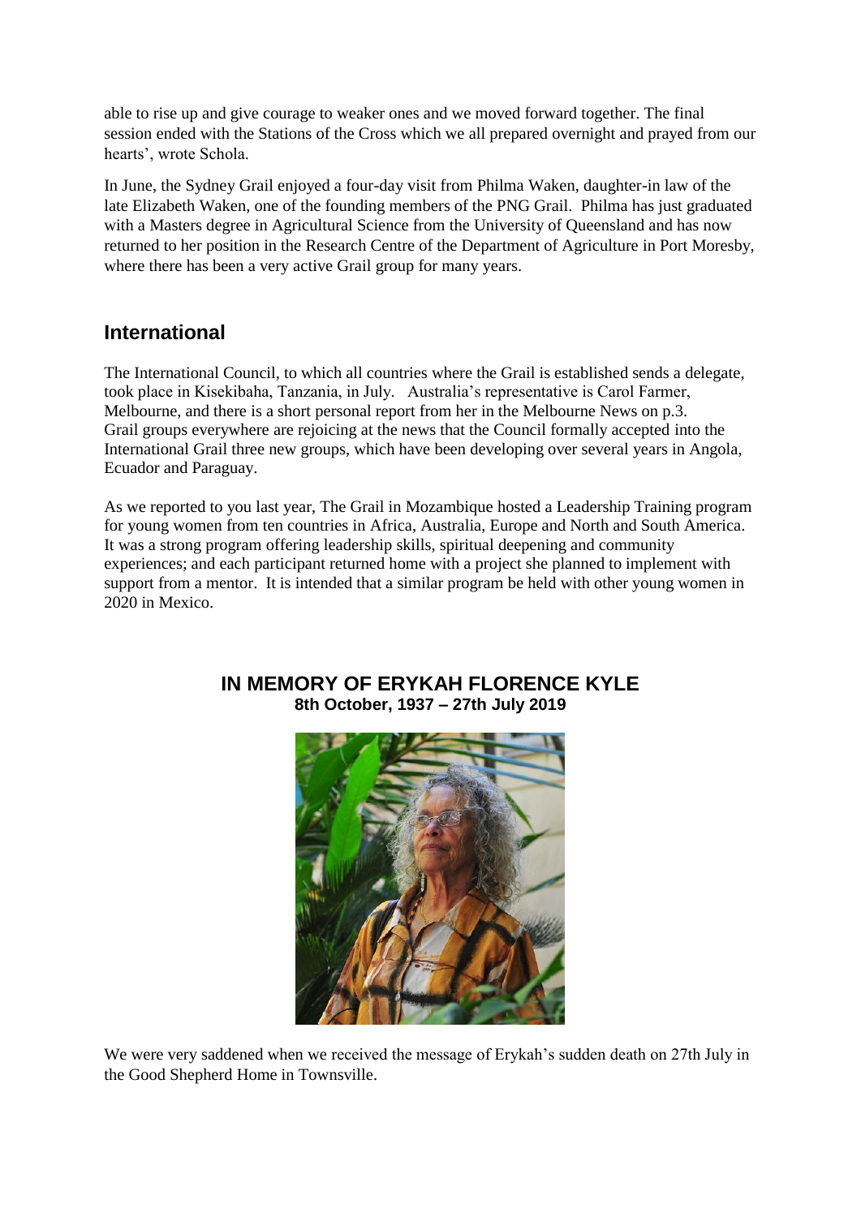able to rise up and give courage to weaker ones and we moved forward together. The final session ended with the Stations of the Cross which we all prepared overnight and prayed from our hearts', wrote Schola.

In June, the Sydney Grail enjoyed a four-day visit from Philma Waken, daughter-in law of the late Elizabeth Waken, one of the founding members of the PNG Grail. Philma has just graduated with a Masters degree in Agricultural Science from the University of Queensland and has now returned to her position in the Research Centre of the Department of Agriculture in Port Moresby, where there has been a very active Grail group for many years.

## International

The International Council, to which all countries where the Grail is established sends a delegate, took place in Kisekibaha, Tanzania, in July. Australia's representative is Carol Farmer, Melbourne, and there is a short personal report from her in the Melbourne News on p.3. Grail groups everywhere are rejoicing at the news that the Council formally accepted into the International Grail three new groups, which have been developing over several years in Angola, Ecuador and Paraguay.

As we reported to you last year, The Grail in Mozambique hosted a Leadership Training program for young women from ten countries in Africa, Australia, Europe and North and South America. It was a strong program offering leadership skills, spiritual deepening and community experiences; and each participant returned home with a project she planned to implement with support from a mentor. It is intended that a similar program be held with other young women in 2020 in Mexico.

### IN MEMORY OF ERYKAH FLORENCE KYLE

**8th October, 1937 – 27th July 2019**

We were very saddened when we received the message of Erykah's sudden death on 27th July in the Good Shepherd Home in Townsville.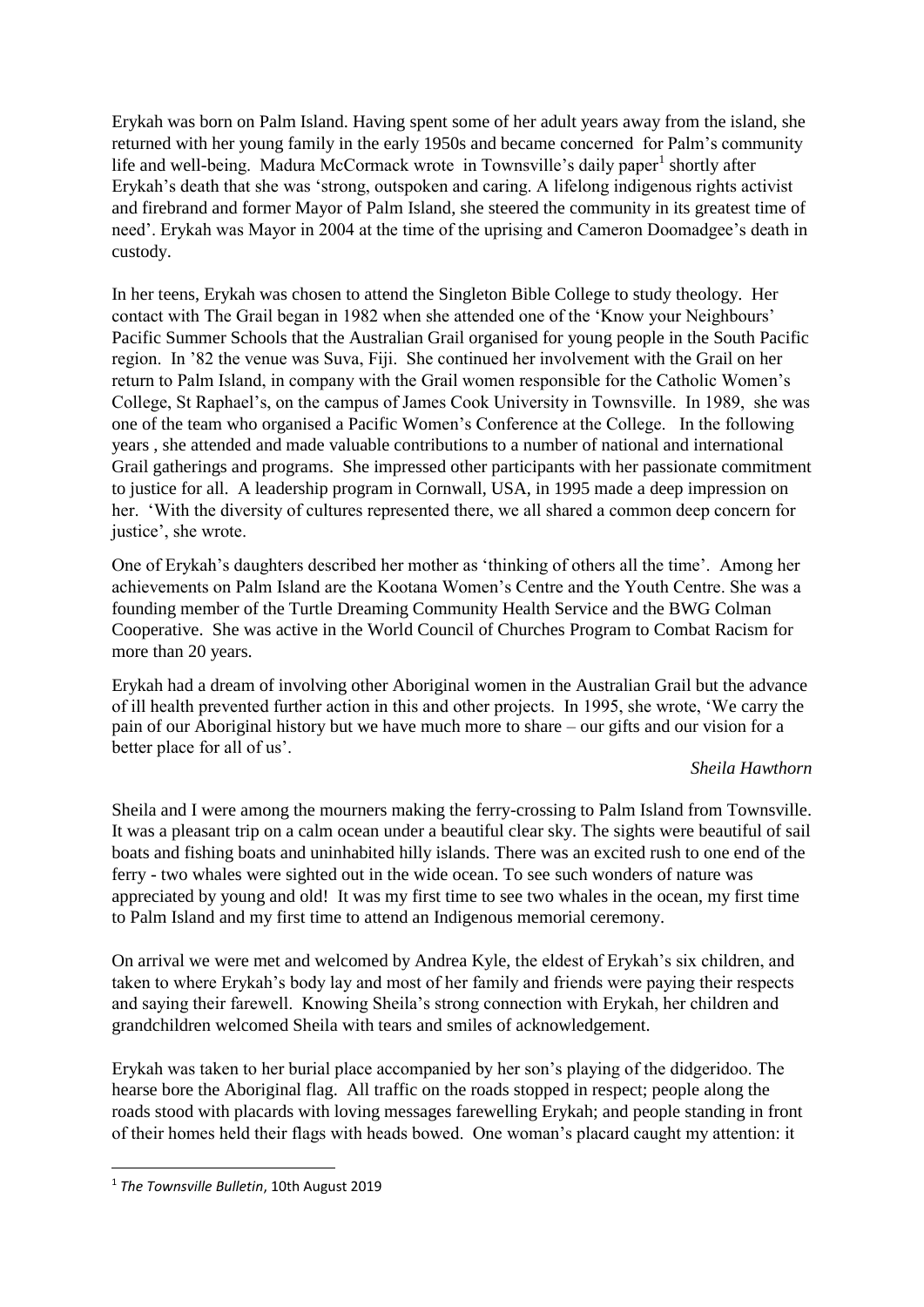Erykah was born on Palm Island. Having spent some of her adult years away from the island, she returned with her young family in the early 1950s and became concerned for Palm's community life and well-being. Madura McCormack wrote in Townsville's daily paper[1] shortly after Erykah's death that she was 'strong, outspoken and caring. A lifelong indigenous rights activist and firebrand and former Mayor of Palm Island, she steered the community in its greatest time of need'. Erykah was Mayor in 2004 at the time of the uprising and Cameron Doomadgee's death in custody.

In her teens, Erykah was chosen to attend the Singleton Bible College to study theology. Her contact with The Grail began in 1982 when she attended one of the 'Know your Neighbours' Pacific Summer Schools that the Australian Grail organised for young people in the South Pacific region. In '82 the venue was Suva, Fiji. She continued her involvement with the Grail on her return to Palm Island, in company with the Grail women responsible for the Catholic Women's College, St Raphael's, on the campus of James Cook University in Townsville. In 1989, she was one of the team who organised a Pacific Women's Conference at the College. In the following years , she attended and made valuable contributions to a number of national and international Grail gatherings and programs. She impressed other participants with her passionate commitment to justice for all. A leadership program in Cornwall, USA, in 1995 made a deep impression on her. 'With the diversity of cultures represented there, we all shared a common deep concern for justice', she wrote.

One of Erykah's daughters described her mother as 'thinking of others all the time'. Among her achievements on Palm Island are the Kootana Women's Centre and the Youth Centre. She was a founding member of the Turtle Dreaming Community Health Service and the BWG Colman Cooperative. She was active in the World Council of Churches Program to Combat Racism for more than 20 years.

Erykah had a dream of involving other Aboriginal women in the Australian Grail but the advance of ill health prevented further action in this and other projects. In 1995, she wrote, 'We carry the pain of our Aboriginal history but we have much more to share – our gifts and our vision for a better place for all of us'.

*Sheila Hawthorn*

Sheila and I were among the mourners making the ferry-crossing to Palm Island from Townsville. It was a pleasant trip on a calm ocean under a beautiful clear sky. The sights were beautiful of sail boats and fishing boats and uninhabited hilly islands. There was an excited rush to one end of the ferry - two whales were sighted out in the wide ocean. To see such wonders of nature was appreciated by young and old! It was my first time to see two whales in the ocean, my first time to Palm Island and my first time to attend an Indigenous memorial ceremony.

On arrival we were met and welcomed by Andrea Kyle, the eldest of Erykah's six children, and taken to where Erykah's body lay and most of her family and friends were paying their respects and saying their farewell. Knowing Sheila's strong connection with Erykah, her children and grandchildren welcomed Sheila with tears and smiles of acknowledgement.

Erykah was taken to her burial place accompanied by her son's playing of the didgeridoo. The hearse bore the Aboriginal flag. All traffic on the roads stopped in respect; people along the roads stood with placards with loving messages farewelling Erykah; and people standing in front of their homes held their flags with heads bowed. One woman's placard caught my attention: it

[1] *The Townsville Bulletin*, 10th August 2019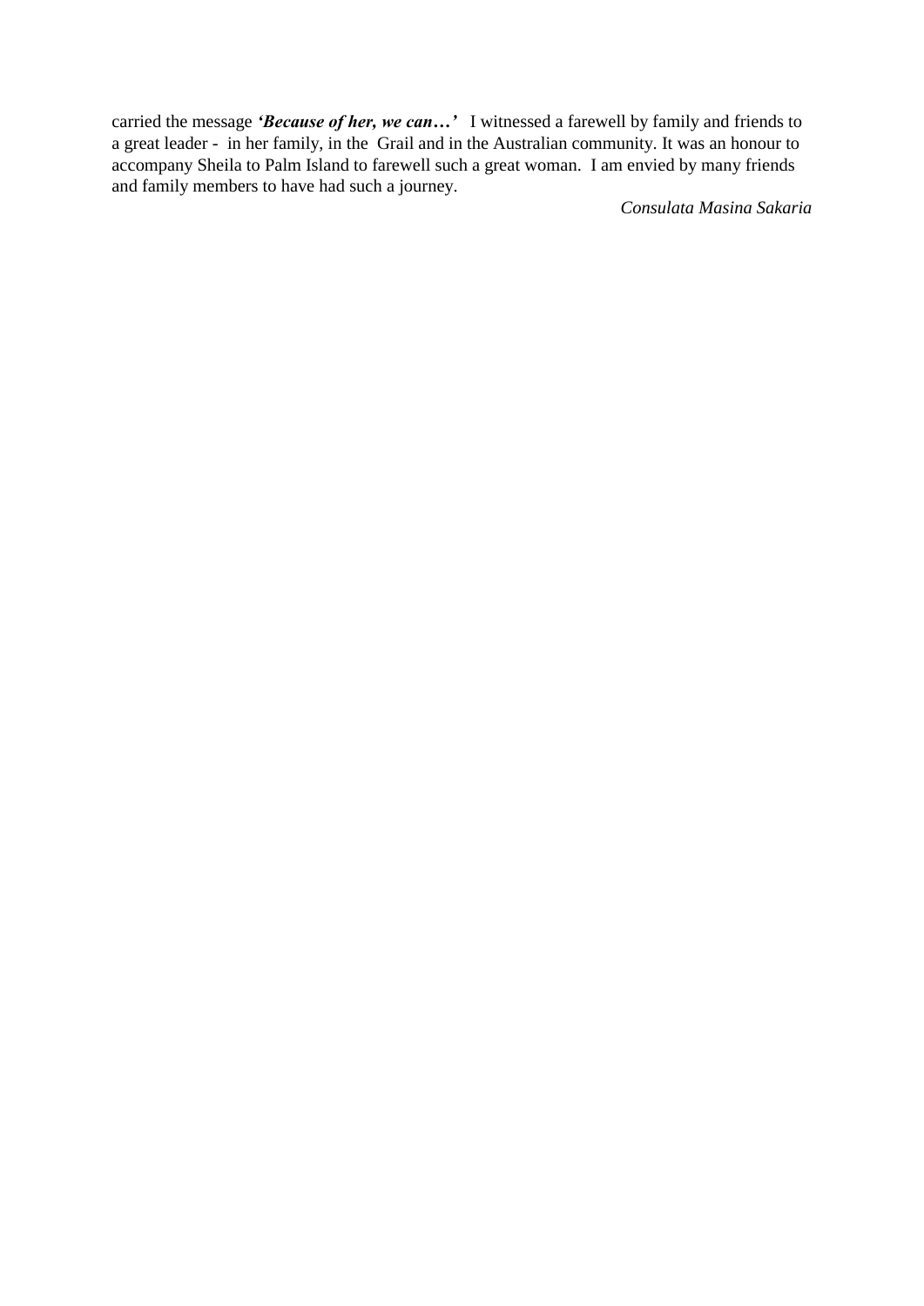carried the message ***'Because of her, we can…'*** I witnessed a farewell by family and friends to a great leader - in her family, in the Grail and in the Australian community. It was an honour to accompany Sheila to Palm Island to farewell such a great woman. I am envied by many friends and family members to have had such a journey.

*Consulata Masina Sakaria*